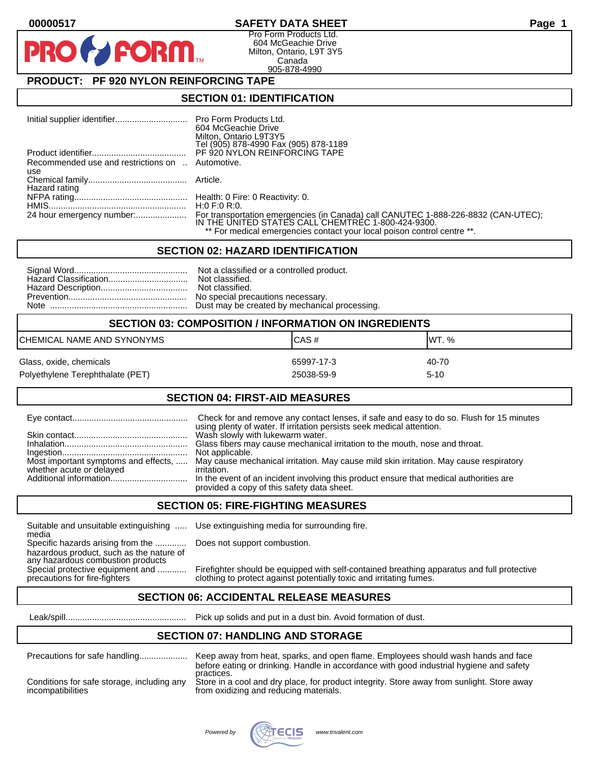# SAFETY DATA SHEET

00000517

Pro Form Products Ltd.
604 McGeachie Drive
Milton, Ontario, L9T 3Y5
Canada
905-878-4990

## PRODUCT: PF 920 NYLON REINFORCING TAPE

## SECTION 01: IDENTIFICATION

| | |
|---|---|
| Initial supplier identifier | Pro Form Products Ltd.<br>604 McGeachie Drive<br>Milton, Ontario L9T3Y5<br>Tel (905) 878-4990 Fax (905) 878-1189 |
| Product identifier | PF 920 NYLON REINFORCING TAPE |
| Recommended use and restrictions on use | Automotive. |
| Chemical family | Article. |
| Hazard rating | |
| NFPA rating | Health: 0 Fire: 0 Reactivity: 0. |
| HMIS | H:0 F:0 R:0. |
| 24 hour emergency number: | For transportation emergencies (in Canada) call CANUTEC 1-888-226-8832 (CAN-UTEC); IN THE UNITED STATES CALL CHEMTREC 1-800-424-9300.<br>** For medical emergencies contact your local poison control centre **. |

## SECTION 02: HAZARD IDENTIFICATION

| | |
|---|---|
| Signal Word | Not a classified or a controlled product. |
| Hazard Classification | Not classified. |
| Hazard Description | Not classified. |
| Prevention | No special precautions necessary. |
| Note | Dust may be created by mechanical processing. |

## SECTION 03: COMPOSITION / INFORMATION ON INGREDIENTS

| CHEMICAL NAME AND SYNONYMS | CAS # | WT. % |
|---|---|---|
| Glass, oxide, chemicals | 65997-17-3 | 40-70 |
| Polyethylene Terephthalate (PET) | 25038-59-9 | 5-10 |

## SECTION 04: FIRST-AID MEASURES

| | |
|---|---|
| Eye contact | Check for and remove any contact lenses, if safe and easy to do so. Flush for 15 minutes using plenty of water. If irritation persists seek medical attention. |
| Skin contact | Wash slowly with lukewarm water. |
| Inhalation | Glass fibers may cause mechanical irritation to the mouth, nose and throat. |
| Ingestion | Not applicable. |
| Most important symptoms and effects, whether acute or delayed | May cause mechanical irritation. May cause mild skin irritation. May cause respiratory irritation. |
| Additional information | In the event of an incident involving this product ensure that medical authorities are provided a copy of this safety data sheet. |

## SECTION 05: FIRE-FIGHTING MEASURES

| | |
|---|---|
| Suitable and unsuitable extinguishing media | Use extinguishing media for surrounding fire. |
| Specific hazards arising from the hazardous product, such as the nature of any hazardous combustion products | Does not support combustion. |
| Special protective equipment and precautions for fire-fighters | Firefighter should be equipped with self-contained breathing apparatus and full protective clothing to protect against potentially toxic and irritating fumes. |

## SECTION 06: ACCIDENTAL RELEASE MEASURES

| | |
|---|---|
| Leak/spill | Pick up solids and put in a dust bin. Avoid formation of dust. |

## SECTION 07: HANDLING AND STORAGE

| | |
|---|---|
| Precautions for safe handling | Keep away from heat, sparks, and open flame. Employees should wash hands and face before eating or drinking. Handle in accordance with good industrial hygiene and safety practices. |
| Conditions for safe storage, including any incompatibilities | Store in a cool and dry place, for product integrity. Store away from sunlight. Store away from oxidizing and reducing materials. |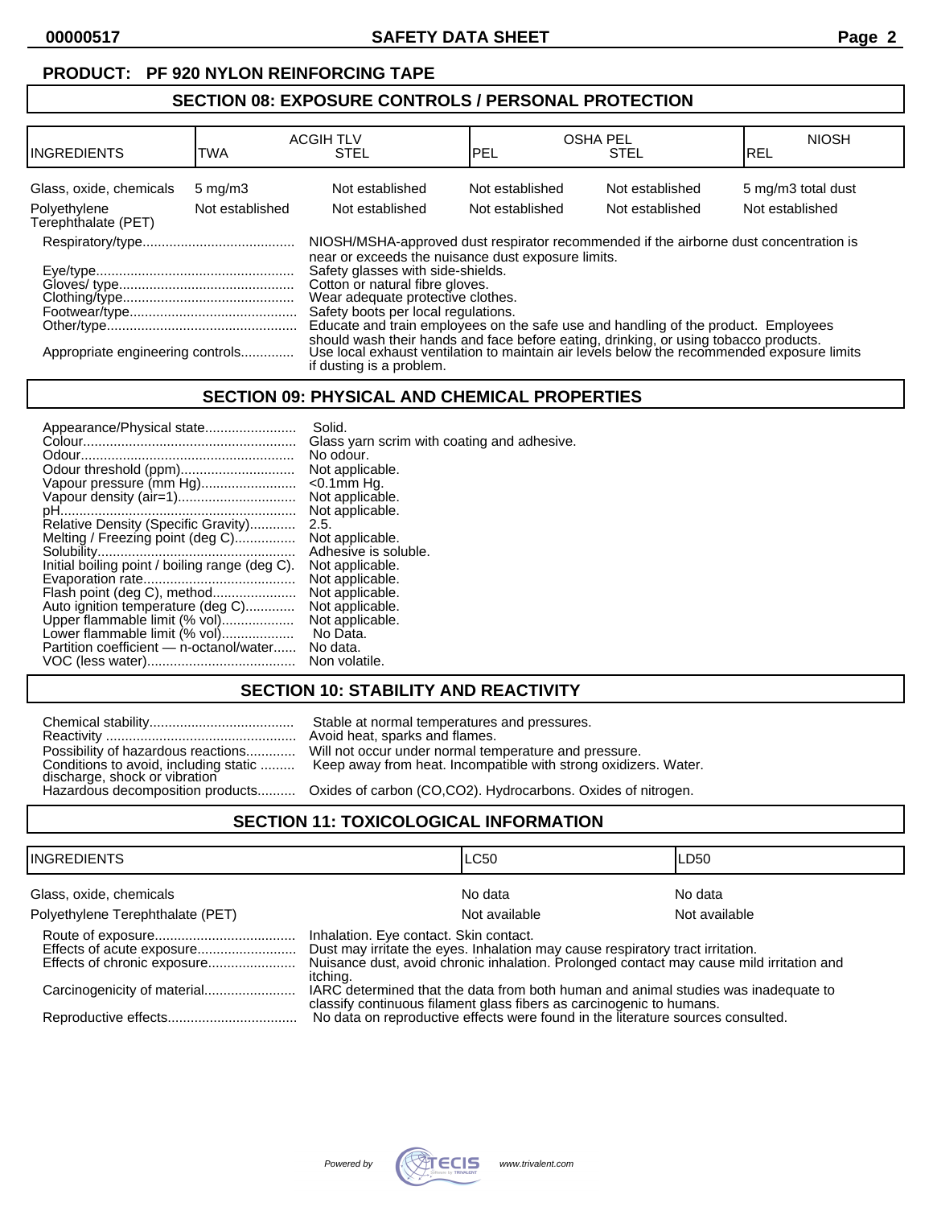**PRODUCT: PF 920 NYLON REINFORCING TAPE**

## SECTION 08: EXPOSURE CONTROLS / PERSONAL PROTECTION

| INGREDIENTS | ACGIH TLV | | OSHA PEL | | NIOSH |
|---|---|---|---|---|---|
| | TWA | STEL | PEL | STEL | REL |
| Glass, oxide, chemicals | 5 mg/m3 | Not established | Not established | Not established | 5 mg/m3 total dust |
| Polyethylene Terephthalate (PET) | Not established | Not established | Not established | Not established | Not established |

Respiratory/type........................................ NIOSH/MSHA-approved dust respirator recommended if the airborne dust concentration is near or exceeds the nuisance dust exposure limits.
Eye/type.................................................... Safety glasses with side-shields.
Gloves/ type.............................................. Cotton or natural fibre gloves.
Clothing/type............................................. Wear adequate protective clothes.
Footwear/type............................................ Safety boots per local regulations.
Other/type.................................................. Educate and train employees on the safe use and handling of the product. Employees should wash their hands and face before eating, drinking, or using tobacco products.
Appropriate engineering controls.............. Use local exhaust ventilation to maintain air levels below the recommended exposure limits if dusting is a problem.

## SECTION 09: PHYSICAL AND CHEMICAL PROPERTIES

Appearance/Physical state........................ Solid.
Colour........................................................ Glass yarn scrim with coating and adhesive.
Odour......................................................... No odour.
Odour threshold (ppm).............................. Not applicable.
Vapour pressure (mm Hg)......................... <0.1mm Hg.
Vapour density (air=1).............................. Not applicable.
pH.............................................................. Not applicable.
Relative Density (Specific Gravity)............ 2.5.
Melting / Freezing point (deg C)................ Not applicable.
Solubility.................................................... Adhesive is soluble.
Initial boiling point / boiling range (deg C). Not applicable.
Evaporation rate........................................ Not applicable.
Flash point (deg C), method...................... Not applicable.
Auto ignition temperature (deg C)............. Not applicable.
Upper flammable limit (% vol)................... Not applicable.
Lower flammable limit (% vol)................... No Data.
Partition coefficient — n-octanol/water...... No data.
VOC (less water)....................................... Non volatile.

## SECTION 10: STABILITY AND REACTIVITY

Chemical stability...................................... Stable at normal temperatures and pressures.
Reactivity .................................................. Avoid heat, sparks and flames.
Possibility of hazardous reactions............. Will not occur under normal temperature and pressure.
Conditions to avoid, including static discharge, shock or vibration ......... Keep away from heat. Incompatible with strong oxidizers. Water.
Hazardous decomposition products.......... Oxides of carbon (CO,CO2). Hydrocarbons. Oxides of nitrogen.

## SECTION 11: TOXICOLOGICAL INFORMATION

| INGREDIENTS | LC50 | LD50 |
|---|---|---|
| Glass, oxide, chemicals | No data | No data |
| Polyethylene Terephthalate (PET) | Not available | Not available |

Route of exposure..................................... Inhalation. Eye contact. Skin contact.
Effects of acute exposure.......................... Dust may irritate the eyes. Inhalation may cause respiratory tract irritation.
Effects of chronic exposure....................... Nuisance dust, avoid chronic inhalation. Prolonged contact may cause mild irritation and itching.
Carcinogenicity of material........................ IARC determined that the data from both human and animal studies was inadequate to classify continuous filament glass fibers as carcinogenic to humans.
Reproductive effects.................................. No data on reproductive effects were found in the literature sources consulted.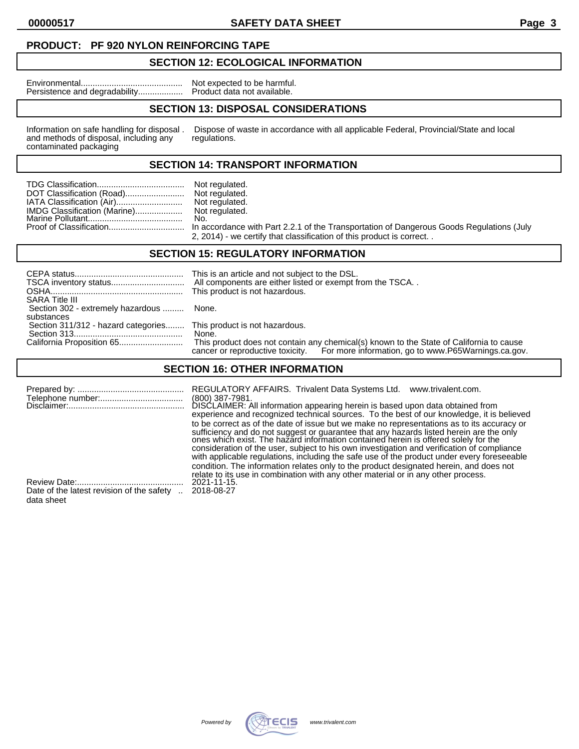**PRODUCT: PF 920 NYLON REINFORCING TAPE**

## SECTION 12: ECOLOGICAL INFORMATION

| | |
|---|---|
| Environmental | Not expected to be harmful. |
| Persistence and degradability | Product data not available. |

## SECTION 13: DISPOSAL CONSIDERATIONS

| | |
|---|---|
| Information on safe handling for disposal and methods of disposal, including any contaminated packaging | Dispose of waste in accordance with all applicable Federal, Provincial/State and local regulations. |

## SECTION 14: TRANSPORT INFORMATION

| | |
|---|---|
| TDG Classification | Not regulated. |
| DOT Classification (Road) | Not regulated. |
| IATA Classification (Air) | Not regulated. |
| IMDG Classification (Marine) | Not regulated. |
| Marine Pollutant | No. |
| Proof of Classification | In accordance with Part 2.2.1 of the Transportation of Dangerous Goods Regulations (July 2, 2014) - we certify that classification of this product is correct. . |

## SECTION 15: REGULATORY INFORMATION

| | |
|---|---|
| CEPA status | This is an article and not subject to the DSL. |
| TSCA inventory status | All components are either listed or exempt from the TSCA. . |
| OSHA | This product is not hazardous. |
| SARA Title III | |
| Section 302 - extremely hazardous substances | None. |
| Section 311/312 - hazard categories | This product is not hazardous. |
| Section 313 | None. |
| California Proposition 65 | This product does not contain any chemical(s) known to the State of California to cause cancer or reproductive toxicity. For more information, go to www.P65Warnings.ca.gov. |

## SECTION 16: OTHER INFORMATION

| | |
|---|---|
| Prepared by: | REGULATORY AFFAIRS. Trivalent Data Systems Ltd. www.trivalent.com. |
| Telephone number: | (800) 387-7981. |
| Disclaimer: | DISCLAIMER: All information appearing herein is based upon data obtained from experience and recognized technical sources. To the best of our knowledge, it is believed to be correct as of the date of issue but we make no representations as to its accuracy or sufficiency and do not suggest or guarantee that any hazards listed herein are the only ones which exist. The hazard information contained herein is offered solely for the consideration of the user, subject to his own investigation and verification of compliance with applicable regulations, including the safe use of the product under every foreseeable condition. The information relates only to the product designated herein, and does not relate to its use in combination with any other material or in any other process. |
| Review Date: | 2021-11-15. |
| Date of the latest revision of the safety data sheet | 2018-08-27 |